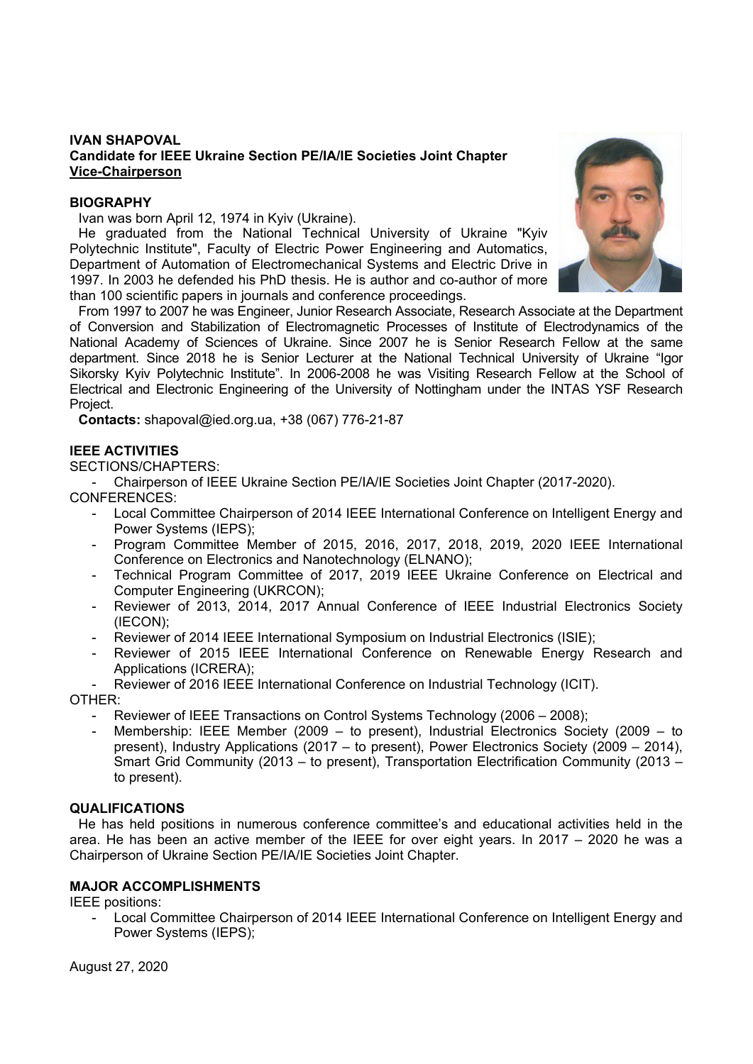**IVAN SHAPOVAL**
**Candidate for IEEE Ukraine Section PE/IA/IE Societies Joint Chapter**
**Vice-Chairperson**

## BIOGRAPHY

Ivan was born April 12, 1974 in Kyiv (Ukraine).

He graduated from the National Technical University of Ukraine "Kyiv Polytechnic Institute", Faculty of Electric Power Engineering and Automatics, Department of Automation of Electromechanical Systems and Electric Drive in 1997. In 2003 he defended his PhD thesis. He is author and co-author of more than 100 scientific papers in journals and conference proceedings.

From 1997 to 2007 he was Engineer, Junior Research Associate, Research Associate at the Department of Conversion and Stabilization of Electromagnetic Processes of Institute of Electrodynamics of the National Academy of Sciences of Ukraine. Since 2007 he is Senior Research Fellow at the same department. Since 2018 he is Senior Lecturer at the National Technical University of Ukraine "Igor Sikorsky Kyiv Polytechnic Institute". In 2006-2008 he was Visiting Research Fellow at the School of Electrical and Electronic Engineering of the University of Nottingham under the INTAS YSF Research Project.

**Contacts:** shapoval@ied.org.ua, +38 (067) 776-21-87

## IEEE ACTIVITIES

SECTIONS/CHAPTERS:

- Chairperson of IEEE Ukraine Section PE/IA/IE Societies Joint Chapter (2017-2020).

CONFERENCES:

- Local Committee Chairperson of 2014 IEEE International Conference on Intelligent Energy and Power Systems (IEPS);
- Program Committee Member of 2015, 2016, 2017, 2018, 2019, 2020 IEEE International Conference on Electronics and Nanotechnology (ELNANO);
- Technical Program Committee of 2017, 2019 IEEE Ukraine Conference on Electrical and Computer Engineering (UKRCON);
- Reviewer of 2013, 2014, 2017 Annual Conference of IEEE Industrial Electronics Society (IECON);
- Reviewer of 2014 IEEE International Symposium on Industrial Electronics (ISIE);
- Reviewer of 2015 IEEE International Conference on Renewable Energy Research and Applications (ICRERA);
- Reviewer of 2016 IEEE International Conference on Industrial Technology (ICIT).

OTHER:

- Reviewer of IEEE Transactions on Control Systems Technology (2006 – 2008);
- Membership: IEEE Member (2009 – to present), Industrial Electronics Society (2009 – to present), Industry Applications (2017 – to present), Power Electronics Society (2009 – 2014), Smart Grid Community (2013 – to present), Transportation Electrification Community (2013 – to present).

## QUALIFICATIONS

He has held positions in numerous conference committee's and educational activities held in the area. He has been an active member of the IEEE for over eight years. In 2017 – 2020 he was a Chairperson of Ukraine Section PE/IA/IE Societies Joint Chapter.

## MAJOR ACCOMPLISHMENTS

IEEE positions:

- Local Committee Chairperson of 2014 IEEE International Conference on Intelligent Energy and Power Systems (IEPS);

August 27, 2020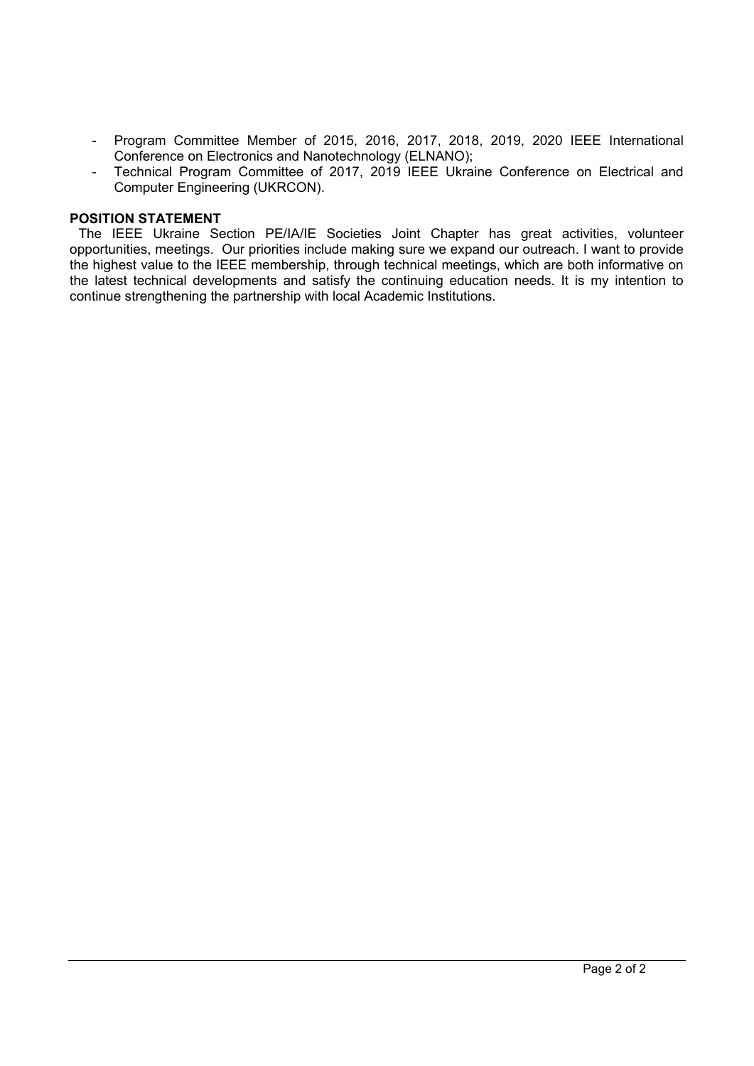- Program Committee Member of 2015, 2016, 2017, 2018, 2019, 2020 IEEE International Conference on Electronics and Nanotechnology (ELNANO);
- Technical Program Committee of 2017, 2019 IEEE Ukraine Conference on Electrical and Computer Engineering (UKRCON).

**POSITION STATEMENT**

The IEEE Ukraine Section PE/IA/IE Societies Joint Chapter has great activities, volunteer opportunities, meetings. Our priorities include making sure we expand our outreach. I want to provide the highest value to the IEEE membership, through technical meetings, which are both informative on the latest technical developments and satisfy the continuing education needs. It is my intention to continue strengthening the partnership with local Academic Institutions.